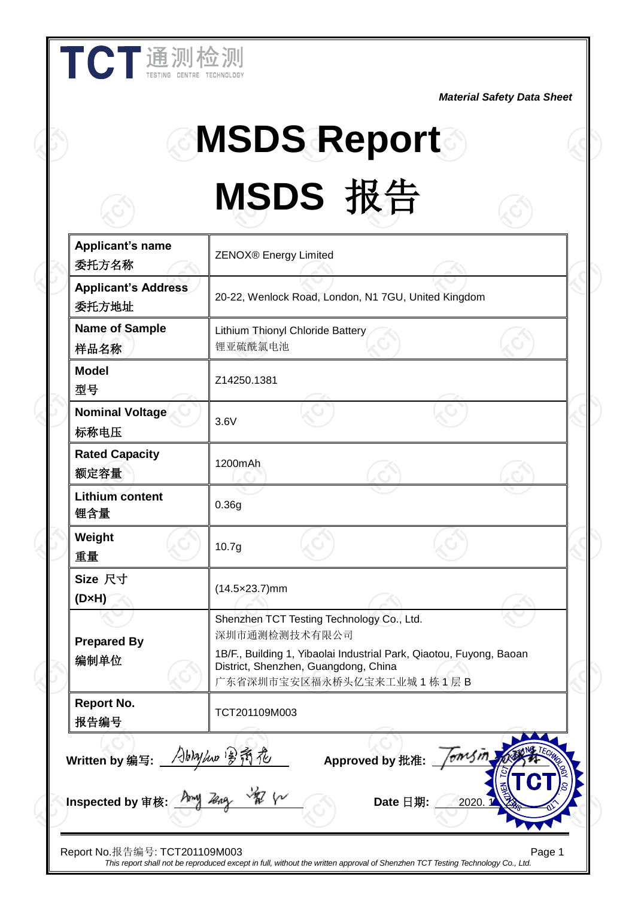Material Safety Data Sheet

# MSDS Report

# MSDS 报告

| Field | Value |
|---|---|
| **Applicant's name** <br> **委托方名称** | ZENOX® Energy Limited |
| **Applicant's Address** <br> **委托方地址** | 20-22, Wenlock Road, London, N1 7GU, United Kingdom |
| **Name of Sample** <br> **样品名称** | Lithium Thionyl Chloride Battery <br> 锂亚硫酰氯电池 |
| **Model** <br> **型号** | Z14250.1381 |
| **Nominal Voltage** <br> **标称电压** | 3.6V |
| **Rated Capacity** <br> **额定容量** | 1200mAh |
| **Lithium content** <br> **锂含量** | 0.36g |
| **Weight** <br> **重量** | 10.7g |
| **Size 尺寸** <br> **(D×H)** | (14.5×23.7)mm |
| **Prepared By** <br> **编制单位** | Shenzhen TCT Testing Technology Co., Ltd. <br> 深圳市通测检测技术有限公司 <br> 1B/F., Building 1, Yibaolai Industrial Park, Qiaotou, Fuyong, Baoan District, Shenzhen, Guangdong, China <br> 广东省深圳市宝安区福永桥头亿宝来工业城 1 栋 1 层 B |
| **Report No.** <br> **报告编号** | TCT201109M003 |

**Written by 编写:** Abby Luo 罗清花

**Approved by 批准:** Tomsin

**Inspected by 审核:** Amy Zeng

**Date 日期:** 2020. 1

Report No.报告编号: TCT201109M003

*This report shall not be reproduced except in full, without the written approval of Shenzhen TCT Testing Technology Co., Ltd.*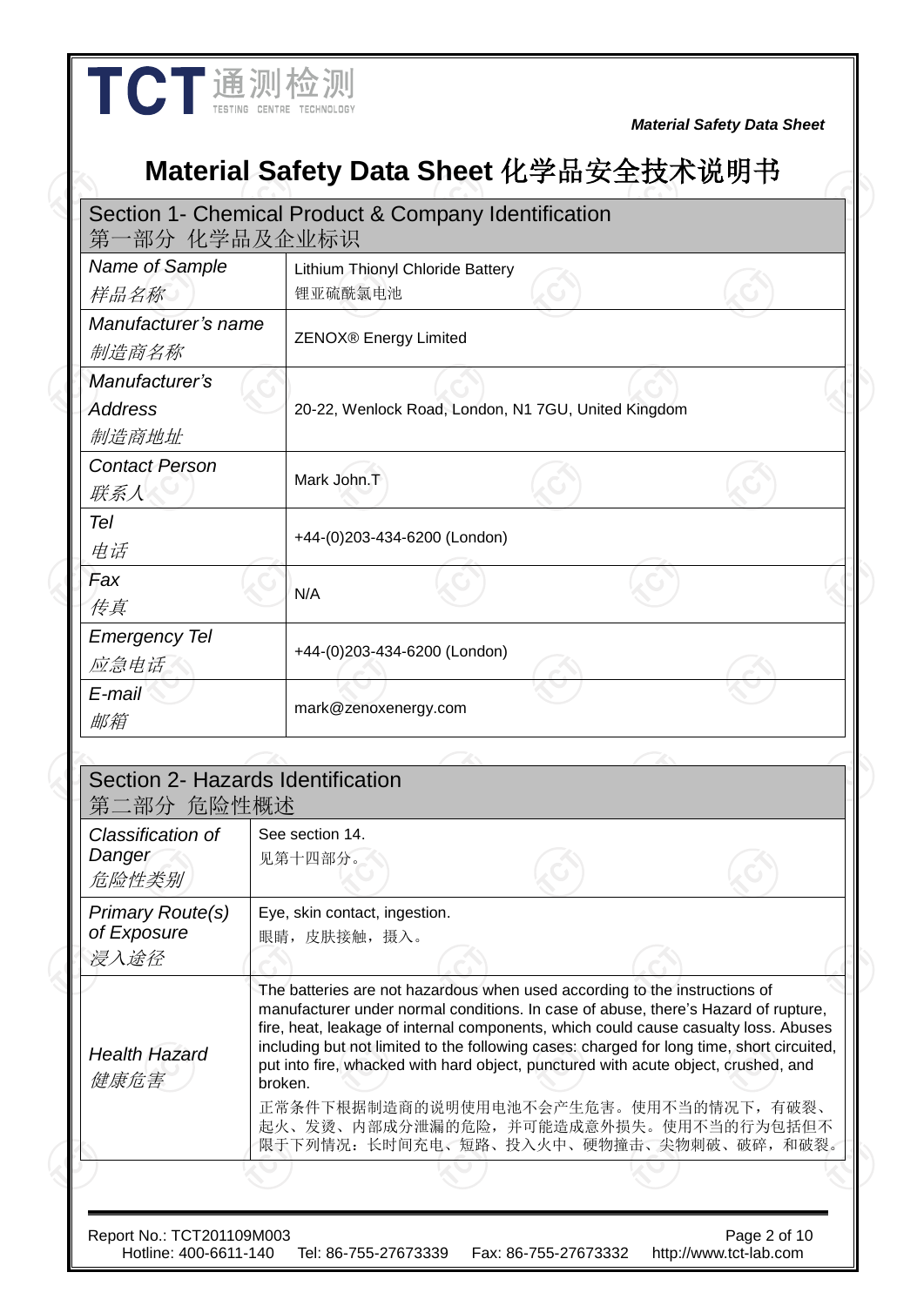# Material Safety Data Sheet 化学品安全技术说明书

| Section 1- Chemical Product & Company Identification<br>第一部分 化学品及企业标识 | |
|---|---|
| *Name of Sample*<br>*样品名称* | Lithium Thionyl Chloride Battery<br>锂亚硫酰氯电池 |
| *Manufacturer's name*<br>*制造商名称* | ZENOX® Energy Limited |
| *Manufacturer's Address*<br>*制造商地址* | 20-22, Wenlock Road, London, N1 7GU, United Kingdom |
| *Contact Person*<br>*联系人* | Mark John.T |
| *Tel*<br>*电话* | +44-(0)203-434-6200 (London) |
| *Fax*<br>*传真* | N/A |
| *Emergency Tel*<br>*应急电话* | +44-(0)203-434-6200 (London) |
| *E-mail*<br>*邮箱* | mark@zenoxenergy.com |

| Section 2- Hazards Identification<br>第二部分 危险性概述 | |
|---|---|
| *Classification of Danger*<br>*危险性类别* | See section 14.<br>见第十四部分。 |
| *Primary Route(s) of Exposure*<br>*浸入途径* | Eye, skin contact, ingestion.<br>眼睛，皮肤接触，摄入。 |
| *Health Hazard*<br>*健康危害* | The batteries are not hazardous when used according to the instructions of manufacturer under normal conditions. In case of abuse, there's Hazard of rupture, fire, heat, leakage of internal components, which could cause casualty loss. Abuses including but not limited to the following cases: charged for long time, short circuited, put into fire, whacked with hard object, punctured with acute object, crushed, and broken.<br>正常条件下根据制造商的说明使用电池不会产生危害。使用不当的情况下，有破裂、起火、发烫、内部成分泄漏的危险，并可能造成意外损失。使用不当的行为包括但不限于下列情况：长时间充电、短路、投入火中、硬物撞击、尖物刺破、破碎，和破裂。 |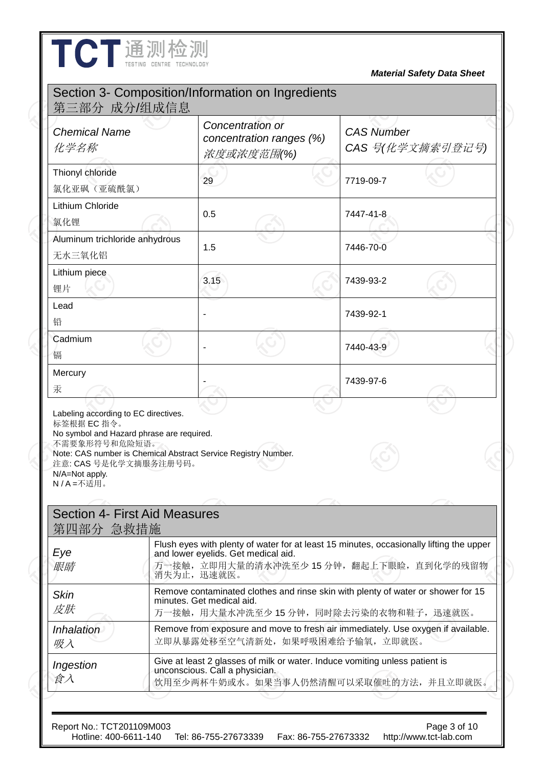## Section 3- Composition/Information on Ingredients
## 第三部分 成分/组成信息

| *Chemical Name*<br>*化学名称* | *Concentration or concentration ranges (%)*<br>*浓度或浓度范围(%)* | *CAS Number*<br>*CAS 号(化学文摘索引登记号)* |
|---|---|---|
| Thionyl chloride<br>氯化亚砜（亚硫酰氯） | 29 | 7719-09-7 |
| Lithium Chloride<br>氯化锂 | 0.5 | 7447-41-8 |
| Aluminum trichloride anhydrous<br>无水三氧化铝 | 1.5 | 7446-70-0 |
| Lithium piece<br>锂片 | 3.15 | 7439-93-2 |
| Lead<br>铅 | - | 7439-92-1 |
| Cadmium<br>镉 | - | 7440-43-9 |
| Mercury<br>汞 | - | 7439-97-6 |

Labeling according to EC directives.
标签根据 EC 指令。
No symbol and Hazard phrase are required.
不需要象形符号和危险短语。
Note: CAS number is Chemical Abstract Service Registry Number.
注意: CAS 号是化学文摘服务注册号码。
N/A=Not apply.
N / A =不适用。

## Section 4- First Aid Measures
## 第四部分 急救措施

| | |
|---|---|
| *Eye*<br>*眼睛* | Flush eyes with plenty of water for at least 15 minutes, occasionally lifting the upper and lower eyelids. Get medical aid.<br>万一接触，立即用大量的清水冲洗至少 15 分钟，翻起上下眼睑，直到化学的残留物消失为止，迅速就医。 |
| *Skin*<br>*皮肤* | Remove contaminated clothes and rinse skin with plenty of water or shower for 15 minutes. Get medical aid.<br>万一接触，用大量水冲洗至少 15 分钟，同时除去污染的衣物和鞋子，迅速就医。 |
| *Inhalation*<br>*吸入* | Remove from exposure and move to fresh air immediately. Use oxygen if available.<br>立即从暴露处移至空气清新处，如果呼吸困难给予输氧，立即就医。 |
| *Ingestion*<br>*食入* | Give at least 2 glasses of milk or water. Induce vomiting unless patient is unconscious. Call a physician.<br>饮用至少两杯牛奶或水。如果当事人仍然清醒可以采取催吐的方法，并且立即就医。 |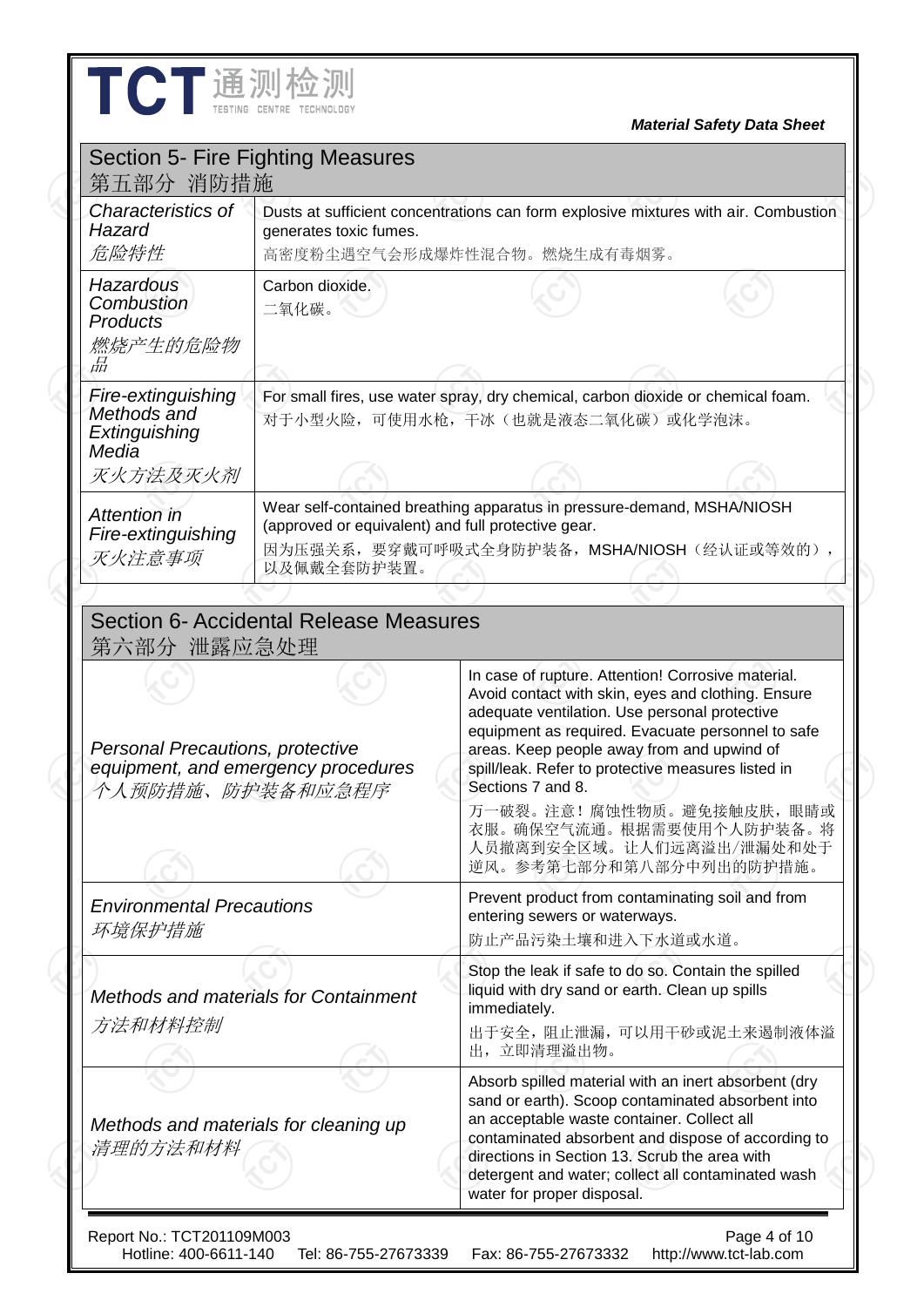## Section 5- Fire Fighting Measures
## 第五部分 消防措施

| | |
|---|---|
| *Characteristics of Hazard* *危险特性* | Dusts at sufficient concentrations can form explosive mixtures with air. Combustion generates toxic fumes. 高密度粉尘遇空气会形成爆炸性混合物。燃烧生成有毒烟雾。 |
| *Hazardous Combustion Products* *燃烧产生的危险物品* | Carbon dioxide. 二氧化碳。 |
| *Fire-extinguishing Methods and Extinguishing Media* *灭火方法及灭火剂* | For small fires, use water spray, dry chemical, carbon dioxide or chemical foam. 对于小型火险，可使用水枪，干冰（也就是液态二氧化碳）或化学泡沫。 |
| *Attention in Fire-extinguishing* *灭火注意事项* | Wear self-contained breathing apparatus in pressure-demand, MSHA/NIOSH (approved or equivalent) and full protective gear. 因为压强关系，要穿戴可呼吸式全身防护装备，MSHA/NIOSH（经认证或等效的），以及佩戴全套防护装置。 |

## Section 6- Accidental Release Measures
## 第六部分 泄露应急处理

| | |
|---|---|
| *Personal Precautions, protective equipment, and emergency procedures* *个人预防措施、防护装备和应急程序* | In case of rupture. Attention! Corrosive material. Avoid contact with skin, eyes and clothing. Ensure adequate ventilation. Use personal protective equipment as required. Evacuate personnel to safe areas. Keep people away from and upwind of spill/leak. Refer to protective measures listed in Sections 7 and 8. 万一破裂。注意！腐蚀性物质。避免接触皮肤，眼睛或衣服。确保空气流通。根据需要使用个人防护装备。将人员撤离到安全区域。让人们远离溢出/泄漏处和处于逆风。参考第七部分和第八部分中列出的防护措施。 |
| *Environmental Precautions* *环境保护措施* | Prevent product from contaminating soil and from entering sewers or waterways. 防止产品污染土壤和进入下水道或水道。 |
| *Methods and materials for Containment* *方法和材料控制* | Stop the leak if safe to do so. Contain the spilled liquid with dry sand or earth. Clean up spills immediately. 出于安全，阻止泄漏，可以用干砂或泥土来遏制液体溢出，立即清理溢出物。 |
| *Methods and materials for cleaning up* *清理的方法和材料* | Absorb spilled material with an inert absorbent (dry sand or earth). Scoop contaminated absorbent into an acceptable waste container. Collect all contaminated absorbent and dispose of according to directions in Section 13. Scrub the area with detergent and water; collect all contaminated wash water for proper disposal. |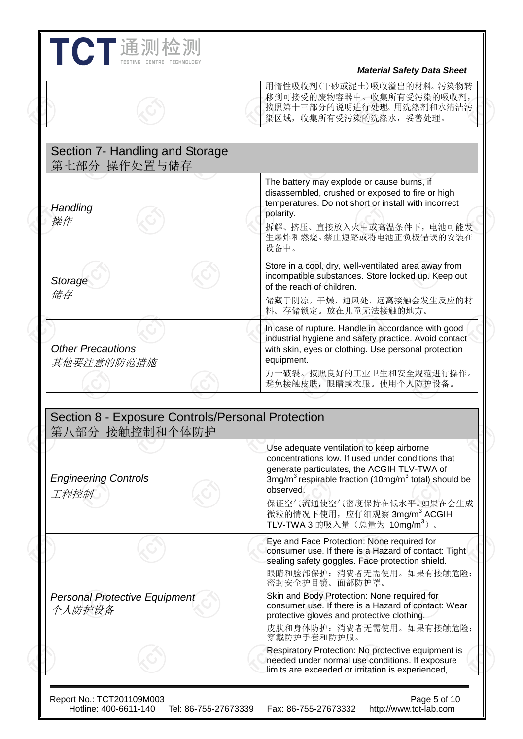| | |
|---|---|
| | 用惰性吸收剂(干砂或泥土)吸收溢出的材料。污染物转移到可接受的废物容器中。收集所有受污染的吸收剂，按照第十三部分的说明进行处理。用洗涤剂和水清洁污染区域，收集所有受污染的洗涤水，妥善处理。 |

## Section 7- Handling and Storage 第七部分 操作处置与储存

| | |
|---|---|
| *Handling* *操作* | The battery may explode or cause burns, if disassembled, crushed or exposed to fire or high temperatures. Do not short or install with incorrect polarity. 拆解、挤压、直接放入火中或高温条件下，电池可能发生爆炸和燃烧。禁止短路或将电池正负极错误的安装在设备中。 |
| *Storage* *储存* | Store in a cool, dry, well-ventilated area away from incompatible substances. Store locked up. Keep out of the reach of children. 储藏于阴凉，干燥，通风处，远离接触会发生反应的材料。存储锁定。放在儿童无法接触的地方。 |
| *Other Precautions* *其他要注意的防范措施* | In case of rupture. Handle in accordance with good industrial hygiene and safety practice. Avoid contact with skin, eyes or clothing. Use personal protection equipment. 万一破裂。按照良好的工业卫生和安全规范进行操作。避免接触皮肤，眼睛或衣服。使用个人防护设备。 |

## Section 8 - Exposure Controls/Personal Protection 第八部分 接触控制和个体防护

| | |
|---|---|
| *Engineering Controls* *工程控制* | Use adequate ventilation to keep airborne concentrations low. If used under conditions that generate particulates, the ACGIH TLV-TWA of 3mg/m$^3$ respirable fraction (10mg/m$^3$ total) should be observed. 保证空气流通使空气密度保持在低水平。如果在会生成微粒的情况下使用，应仔细观察 3mg/m$^3$ ACGIH TLV-TWA 3 的吸入量（总量为 10mg/m$^3$）。 |
| *Personal Protective Equipment* *个人防护设备* | Eye and Face Protection: None required for consumer use. If there is a Hazard of contact: Tight sealing safety goggles. Face protection shield. 眼睛和脸部保护：消费者无需使用。如果有接触危险：密封安全护目镜。面部防护罩。 Skin and Body Protection: None required for consumer use. If there is a Hazard of contact: Wear protective gloves and protective clothing. 皮肤和身体防护：消费者无需使用。如果有接触危险：穿戴防护手套和防护服。 Respiratory Protection: No protective equipment is needed under normal use conditions. If exposure limits are exceeded or irritation is experienced, |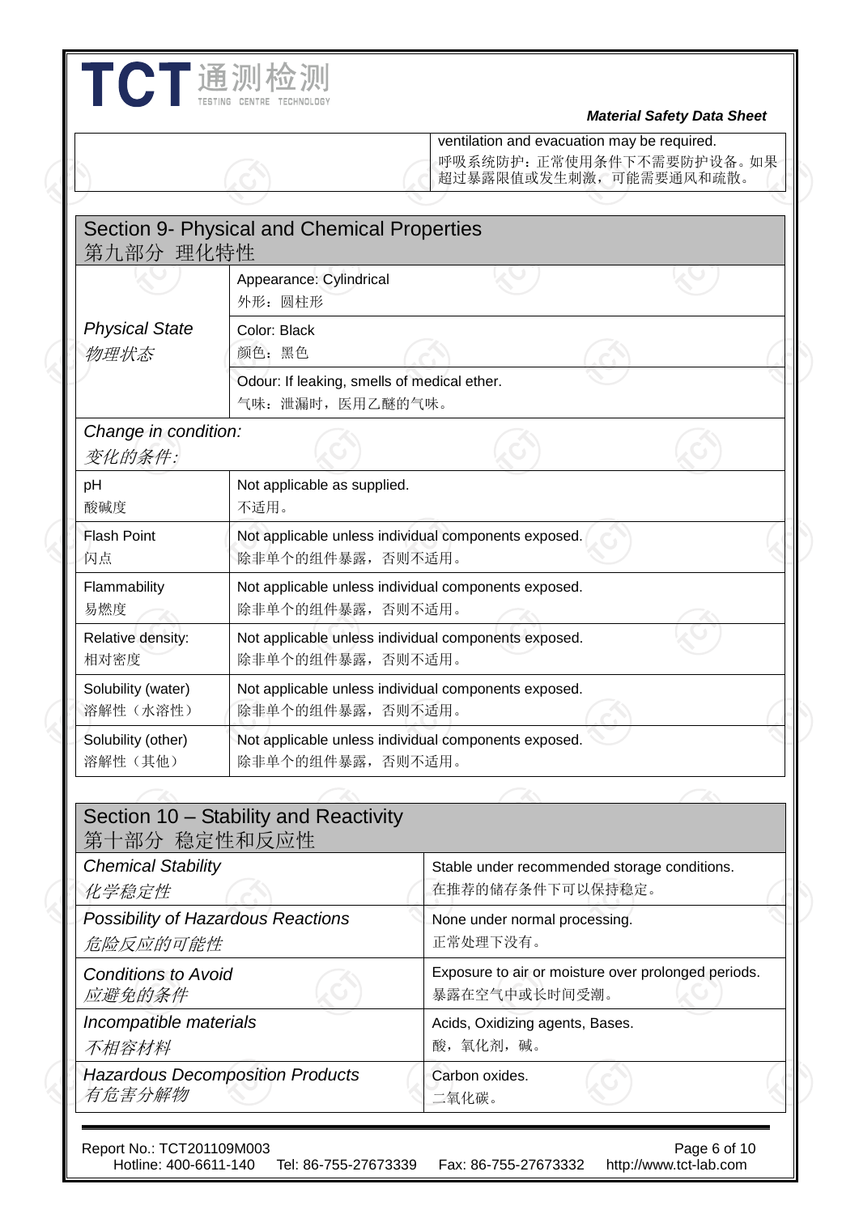| | ventilation and evacuation may be required.<br>呼吸系统防护：正常使用条件下不需要防护设备。如果超过暴露限值或发生刺激，可能需要通风和疏散。 |
|---|---|

## Section 9- Physical and Chemical Properties
## 第九部分 理化特性

| | |
|---|---|
| *Physical State*<br>*物理状态* | Appearance: Cylindrical<br>外形：圆柱形 |
| | Color: Black<br>颜色：黑色 |
| | Odour: If leaking, smells of medical ether.<br>气味：泄漏时，医用乙醚的气味。 |
| *Change in condition:*<br>*变化的条件:* | |
| pH<br>酸碱度 | Not applicable as supplied.<br>不适用。 |
| Flash Point<br>闪点 | Not applicable unless individual components exposed.<br>除非单个的组件暴露，否则不适用。 |
| Flammability<br>易燃度 | Not applicable unless individual components exposed.<br>除非单个的组件暴露，否则不适用。 |
| Relative density:<br>相对密度 | Not applicable unless individual components exposed.<br>除非单个的组件暴露，否则不适用。 |
| Solubility (water)<br>溶解性（水溶性） | Not applicable unless individual components exposed.<br>除非单个的组件暴露，否则不适用。 |
| Solubility (other)<br>溶解性（其他） | Not applicable unless individual components exposed.<br>除非单个的组件暴露，否则不适用。 |

## Section 10 – Stability and Reactivity
## 第十部分 稳定性和反应性

| | |
|---|---|
| *Chemical Stability*<br>*化学稳定性* | Stable under recommended storage conditions.<br>在推荐的储存条件下可以保持稳定。 |
| *Possibility of Hazardous Reactions*<br>*危险反应的可能性* | None under normal processing.<br>正常处理下没有。 |
| *Conditions to Avoid*<br>*应避免的条件* | Exposure to air or moisture over prolonged periods.<br>暴露在空气中或长时间受潮。 |
| *Incompatible materials*<br>*不相容材料* | Acids, Oxidizing agents, Bases.<br>酸，氧化剂，碱。 |
| *Hazardous Decomposition Products*<br>*有危害分解物* | Carbon oxides.<br>二氧化碳。 |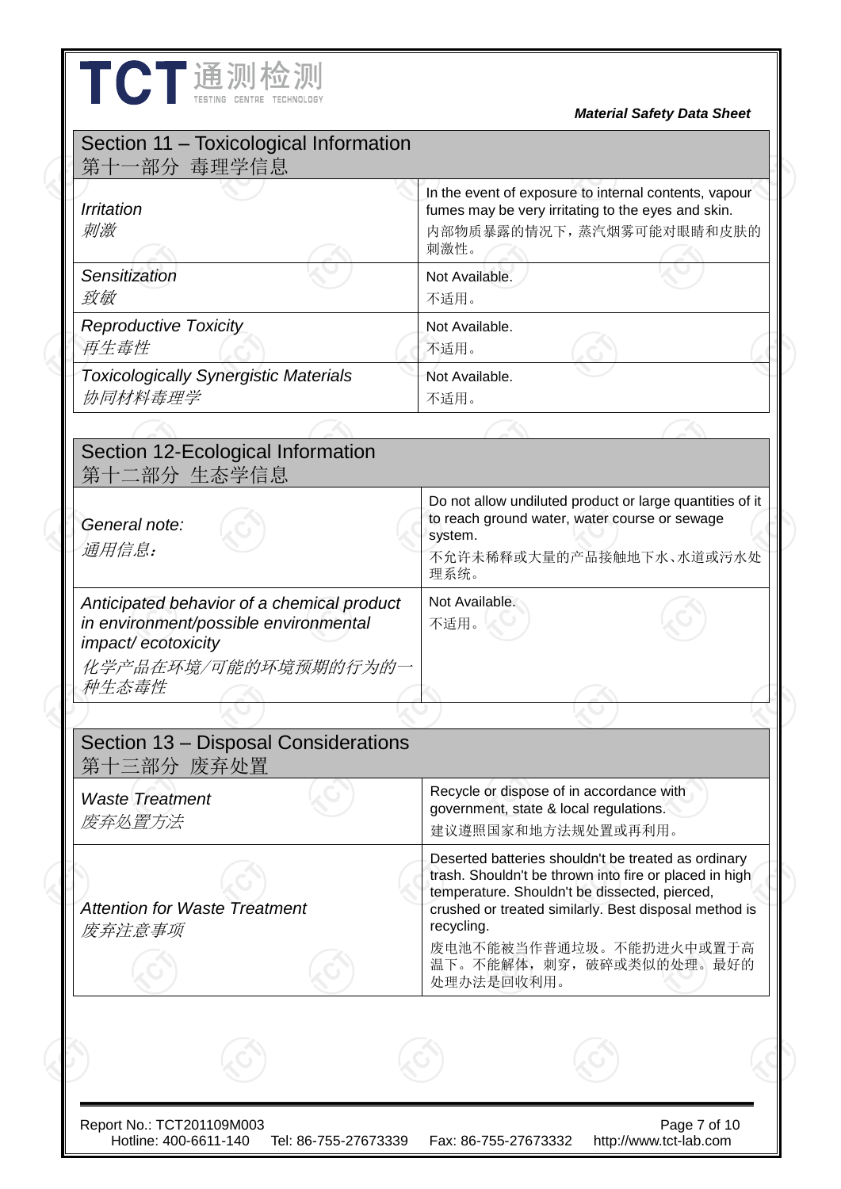## Section 11 – Toxicological Information
## 第十一部分 毒理学信息

| | |
|---|---|
| *Irritation*<br>*刺激* | In the event of exposure to internal contents, vapour fumes may be very irritating to the eyes and skin.<br>内部物质暴露的情况下，蒸汽烟雾可能对眼睛和皮肤的刺激性。 |
| *Sensitization*<br>*致敏* | Not Available.<br>不适用。 |
| *Reproductive Toxicity*<br>*再生毒性* | Not Available.<br>不适用。 |
| *Toxicologically Synergistic Materials*<br>*协同材料毒理学* | Not Available.<br>不适用。 |

## Section 12-Ecological Information
## 第十二部分 生态学信息

| | |
|---|---|
| *General note:*<br>*通用信息：* | Do not allow undiluted product or large quantities of it to reach ground water, water course or sewage system.<br>不允许未稀释或大量的产品接触地下水、水道或污水处理系统。 |
| *Anticipated behavior of a chemical product in environment/possible environmental impact/ ecotoxicity*<br>*化学产品在环境/可能的环境预期的行为的一种生态毒性* | Not Available.<br>不适用。 |

## Section 13 – Disposal Considerations
## 第十三部分 废弃处置

| | |
|---|---|
| *Waste Treatment*<br>*废弃处置方法* | Recycle or dispose of in accordance with government, state & local regulations.<br>建议遵照国家和地方法规处置或再利用。 |
| *Attention for Waste Treatment*<br>*废弃注意事项* | Deserted batteries shouldn't be treated as ordinary trash. Shouldn't be thrown into fire or placed in high temperature. Shouldn't be dissected, pierced, crushed or treated similarly. Best disposal method is recycling.<br>废电池不能被当作普通垃圾。不能扔进火中或置于高温下。不能解体，刺穿，破碎或类似的处理。最好的处理办法是回收利用。 |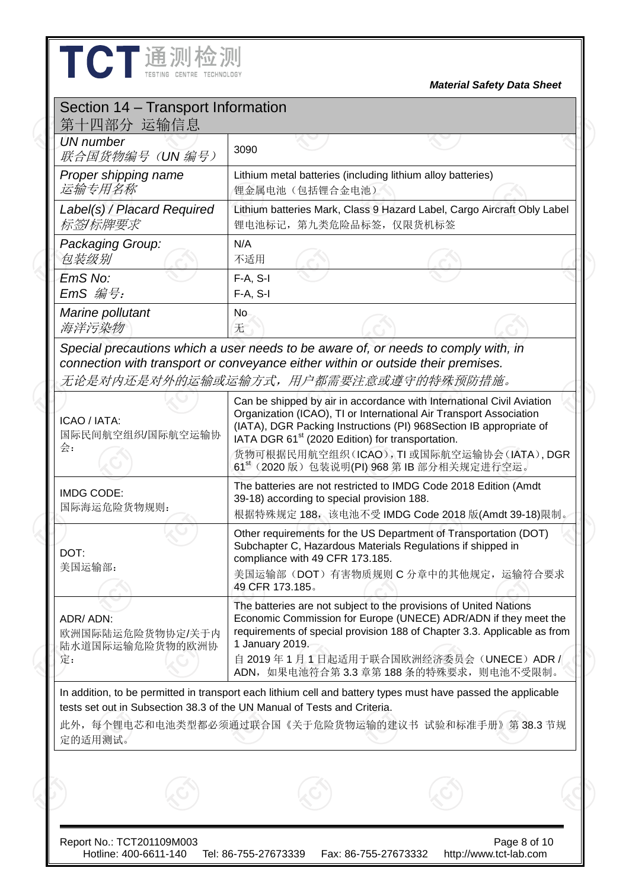## Section 14 – Transport Information
## 第十四部分 运输信息

| | |
|---|---|
| *UN number*<br>*联合国货物编号（UN 编号）* | 3090 |
| *Proper shipping name*<br>*运输专用名称* | Lithium metal batteries (including lithium alloy batteries)<br>锂金属电池（包括锂合金电池） |
| *Label(s) / Placard Required*<br>*标签/标牌要求* | Lithium batteries Mark, Class 9 Hazard Label, Cargo Aircraft Obly Label<br>锂电池标记，第九类危险品标签，仅限货机标签 |
| *Packaging Group:*<br>*包装级别* | N/A<br>不适用 |
| *EmS No:*<br>*EmS 编号:* | F-A, S-I<br>F-A, S-I |
| *Marine pollutant*<br>*海洋污染物* | No<br>无 |

*Special precautions which a user needs to be aware of, or needs to comply with, in connection with transport or conveyance either within or outside their premises.*
*无论是对内还是对外的运输或运输方式，用户都需要注意或遵守的特殊预防措施。*

| | |
|---|---|
| ICAO / IATA:<br>国际民间航空组织/国际航空运输协会: | Can be shipped by air in accordance with International Civil Aviation Organization (ICAO), TI or International Air Transport Association (IATA), DGR Packing Instructions (PI) 968Section IB appropriate of IATA DGR 61st (2020 Edition) for transportation.<br>货物可根据民用航空组织（ICAO），TI 或国际航空运输协会（IATA），DGR 61st（2020 版）包装说明(PI) 968 第 IB 部分相关规定进行空运。 |
| IMDG CODE:<br>国际海运危险货物规则: | The batteries are not restricted to IMDG Code 2018 Edition (Amdt 39-18) according to special provision 188.<br>根据特殊规定 188，该电池不受 IMDG Code 2018 版(Amdt 39-18)限制。 |
| DOT:<br>美国运输部: | Other requirements for the US Department of Transportation (DOT) Subchapter C, Hazardous Materials Regulations if shipped in compliance with 49 CFR 173.185.<br>美国运输部（DOT）有害物质规则 C 分章中的其他规定，运输符合要求 49 CFR 173.185。 |
| ADR/ ADN:<br>欧洲国际陆运危险货物协定/关于内陆水道国际运输危险货物的欧洲协定: | The batteries are not subject to the provisions of United Nations Economic Commission for Europe (UNECE) ADR/ADN if they meet the requirements of special provision 188 of Chapter 3.3. Applicable as from 1 January 2019.<br>自 2019 年 1 月 1 日起适用于联合国欧洲经济委员会（UNECE）ADR / ADN，如果电池符合第 3.3 章第 188 条的特殊要求，则电池不受限制。 |

In addition, to be permitted in transport each lithium cell and battery types must have passed the applicable tests set out in Subsection 38.3 of the UN Manual of Tests and Criteria.

此外，每个锂电芯和电池类型都必须通过联合国《关于危险货物运输的建议书 试验和标准手册》第 38.3 节规定的适用测试。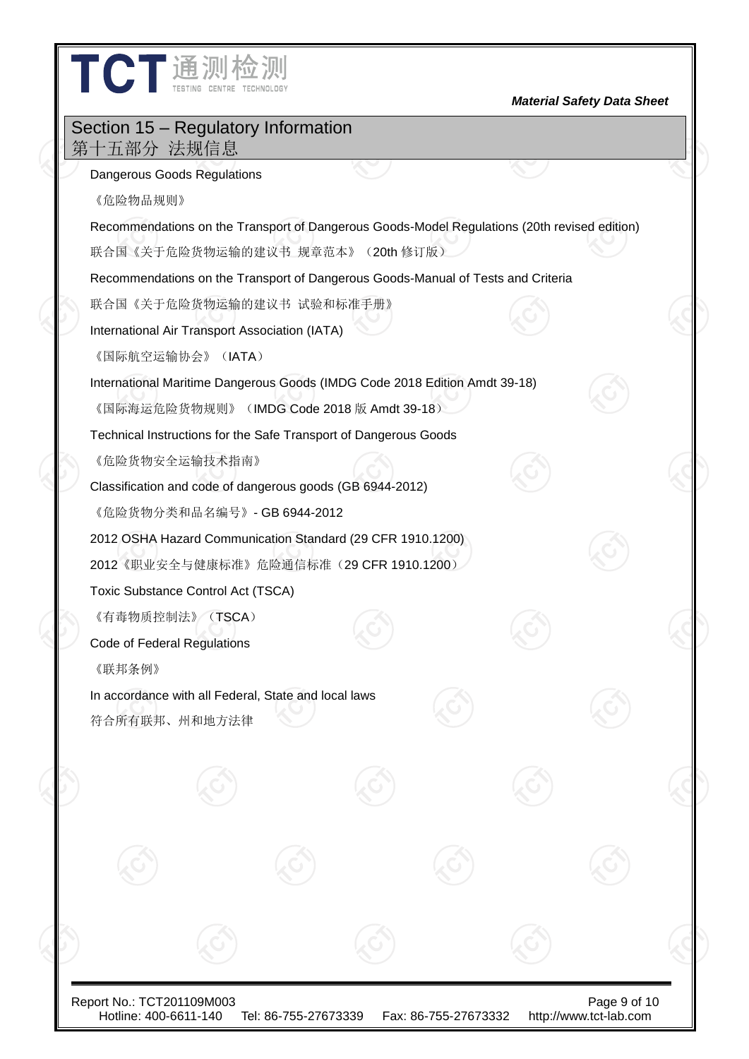## Section 15 – Regulatory Information
## 第十五部分 法规信息

Dangerous Goods Regulations

《危险物品规则》

Recommendations on the Transport of Dangerous Goods-Model Regulations (20th revised edition)

联合国《关于危险货物运输的建议书 规章范本》（20th 修订版）

Recommendations on the Transport of Dangerous Goods-Manual of Tests and Criteria

联合国《关于危险货物运输的建议书 试验和标准手册》

International Air Transport Association (IATA)

《国际航空运输协会》（IATA）

International Maritime Dangerous Goods (IMDG Code 2018 Edition Amdt 39-18)

《国际海运危险货物规则》（IMDG Code 2018 版 Amdt 39-18）

Technical Instructions for the Safe Transport of Dangerous Goods

《危险货物安全运输技术指南》

Classification and code of dangerous goods (GB 6944-2012)

《危险货物分类和品名编号》- GB 6944-2012

2012 OSHA Hazard Communication Standard (29 CFR 1910.1200)

2012《职业安全与健康标准》危险通信标准（29 CFR 1910.1200）

Toxic Substance Control Act (TSCA)

《有毒物质控制法》（TSCA）

Code of Federal Regulations

《联邦条例》

In accordance with all Federal, State and local laws

符合所有联邦、州和地方法律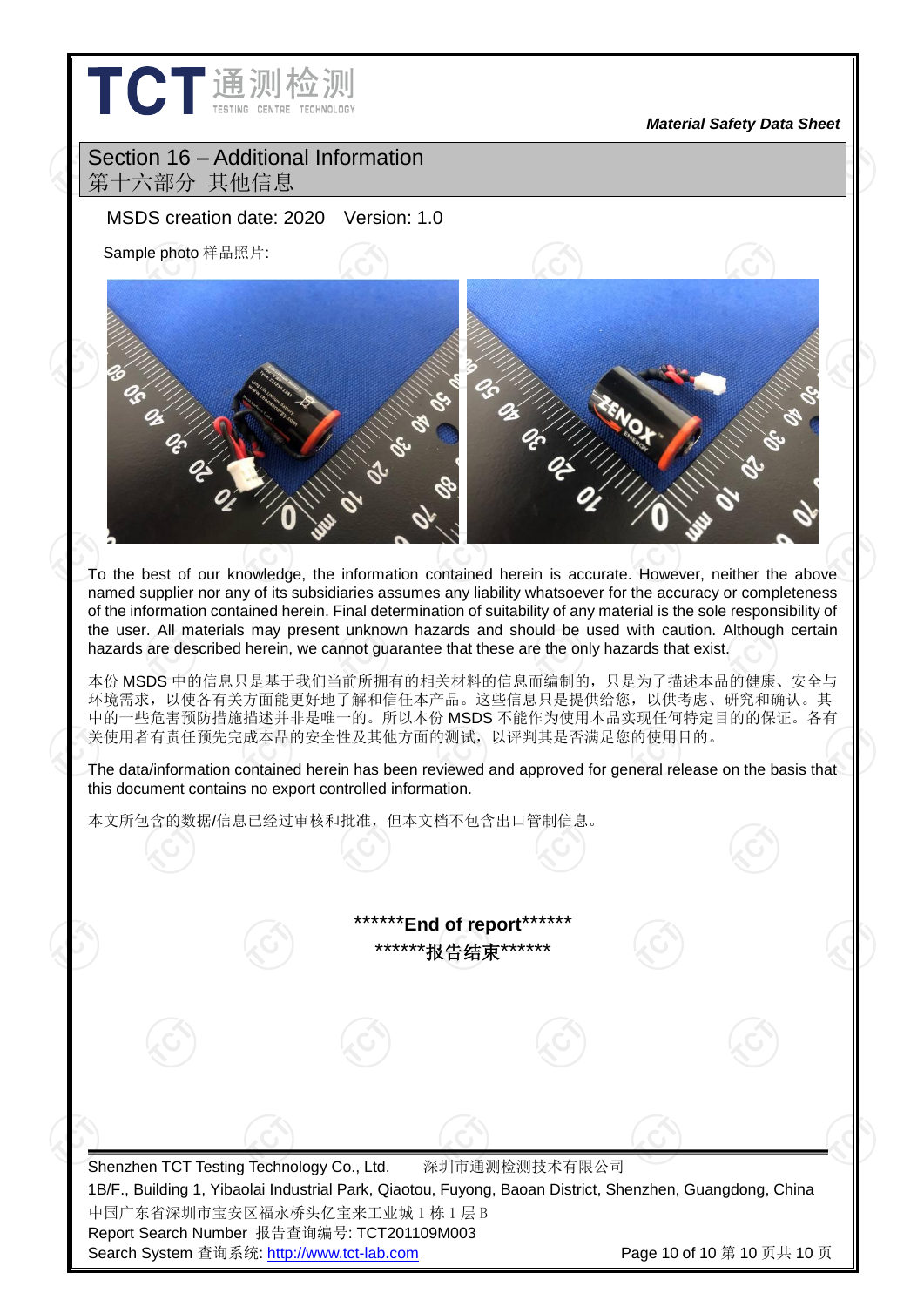## Section 16 – Additional Information
## 第十六部分 其他信息

MSDS creation date: 2020    Version: 1.0

Sample photo 样品照片:

To the best of our knowledge, the information contained herein is accurate. However, neither the above named supplier nor any of its subsidiaries assumes any liability whatsoever for the accuracy or completeness of the information contained herein. Final determination of suitability of any material is the sole responsibility of the user. All materials may present unknown hazards and should be used with caution. Although certain hazards are described herein, we cannot guarantee that these are the only hazards that exist.

本份 MSDS 中的信息只是基于我们当前所拥有的相关材料的信息而编制的，只是为了描述本品的健康、安全与环境需求，以使各有关方面能更好地了解和信任本产品。这些信息只是提供给您，以供考虑、研究和确认。其中的一些危害预防措施描述并非是唯一的。所以本份 MSDS 不能作为使用本品实现任何特定目的的保证。各有关使用者有责任预先完成本品的安全性及其他方面的测试，以评判其是否满足您的使用目的。

The data/information contained herein has been reviewed and approved for general release on the basis that this document contains no export controlled information.

本文所包含的数据/信息已经过审核和批准，但本文档不包含出口管制信息。

**\*\*\*\*\*\*End of report\*\*\*\*\*\***

**\*\*\*\*\*\*报告结束\*\*\*\*\*\***